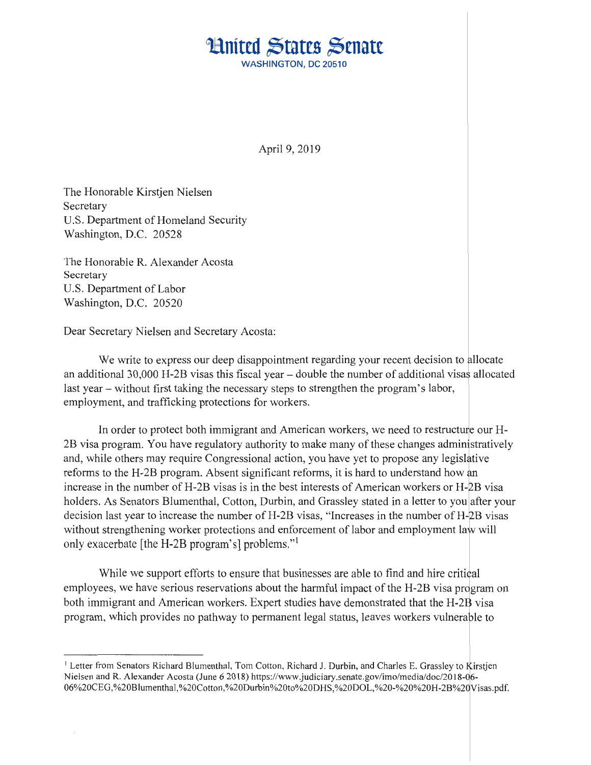# United States Senate

WASHINGTON, DC 20510

April 9, 2019

The Honorable Kirstjen Nielsen
Secretary
U.S. Department of Homeland Security
Washington, D.C. 20528

The Honorable R. Alexander Acosta
Secretary
U.S. Department of Labor
Washington, D.C. 20520

Dear Secretary Nielsen and Secretary Acosta:

We write to express our deep disappointment regarding your recent decision to allocate an additional 30,000 H-2B visas this fiscal year – double the number of additional visas allocated last year – without first taking the necessary steps to strengthen the program's labor, employment, and trafficking protections for workers.

In order to protect both immigrant and American workers, we need to restructure our H-2B visa program. You have regulatory authority to make many of these changes administratively and, while others may require Congressional action, you have yet to propose any legislative reforms to the H-2B program. Absent significant reforms, it is hard to understand how an increase in the number of H-2B visas is in the best interests of American workers or H-2B visa holders. As Senators Blumenthal, Cotton, Durbin, and Grassley stated in a letter to you after your decision last year to increase the number of H-2B visas, "Increases in the number of H-2B visas without strengthening worker protections and enforcement of labor and employment law will only exacerbate [the H-2B program's] problems."[1]

While we support efforts to ensure that businesses are able to find and hire critical employees, we have serious reservations about the harmful impact of the H-2B visa program on both immigrant and American workers. Expert studies have demonstrated that the H-2B visa program, which provides no pathway to permanent legal status, leaves workers vulnerable to

---

[1] Letter from Senators Richard Blumenthal, Tom Cotton, Richard J. Durbin, and Charles E. Grassley to Kirstjen Nielsen and R. Alexander Acosta (June 6 2018) https://www.judiciary.senate.gov/imo/media/doc/2018-06-06%20CEG,%20Blumenthal,%20Cotton,%20Durbin%20to%20DHS,%20DOL,%20-%20%20H-2B%20Visas.pdf.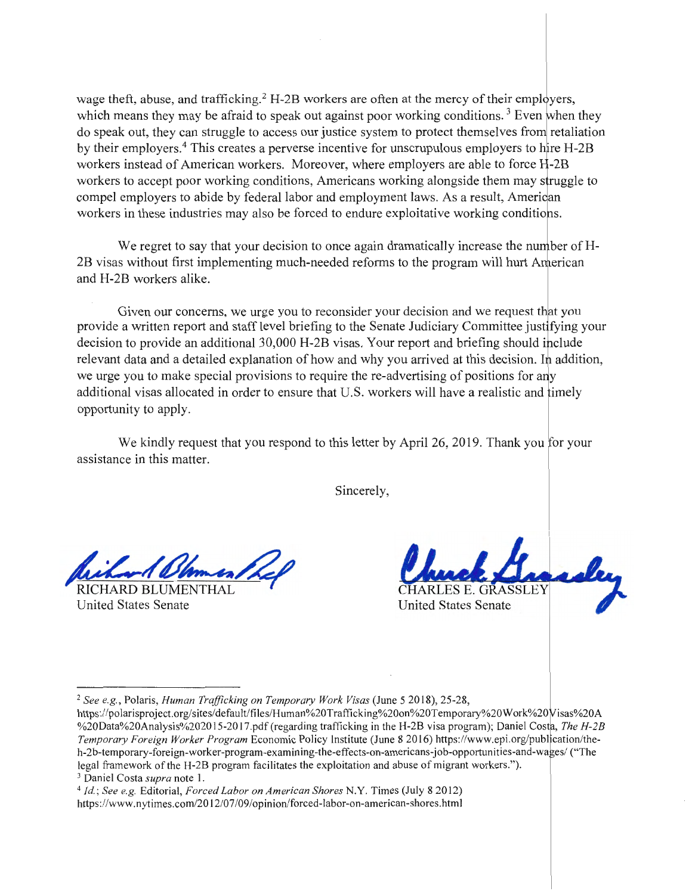wage theft, abuse, and trafficking.[2] H-2B workers are often at the mercy of their employers, which means they may be afraid to speak out against poor working conditions.[3] Even when they do speak out, they can struggle to access our justice system to protect themselves from retaliation by their employers.[4] This creates a perverse incentive for unscrupulous employers to hire H-2B workers instead of American workers. Moreover, where employers are able to force H-2B workers to accept poor working conditions, Americans working alongside them may struggle to compel employers to abide by federal labor and employment laws. As a result, American workers in these industries may also be forced to endure exploitative working conditions.

We regret to say that your decision to once again dramatically increase the number of H-2B visas without first implementing much-needed reforms to the program will hurt American and H-2B workers alike.

Given our concerns, we urge you to reconsider your decision and we request that you provide a written report and staff level briefing to the Senate Judiciary Committee justifying your decision to provide an additional 30,000 H-2B visas. Your report and briefing should include relevant data and a detailed explanation of how and why you arrived at this decision. In addition, we urge you to make special provisions to require the re-advertising of positions for any additional visas allocated in order to ensure that U.S. workers will have a realistic and timely opportunity to apply.

We kindly request that you respond to this letter by April 26, 2019. Thank you for your assistance in this matter.

Sincerely,

RICHARD BLUMENTHAL
United States Senate

CHARLES E. GRASSLEY
United States Senate

---

[2] *See e.g.*, Polaris, *Human Trafficking on Temporary Work Visas* (June 5 2018), 25-28, https://polarisproject.org/sites/default/files/Human%20Trafficking%20on%20Temporary%20Work%20Visas%20A%20Data%20Analysis%202015-2017.pdf (regarding trafficking in the H-2B visa program); Daniel Costa, *The H-2B Temporary Foreign Worker Program* Economic Policy Institute (June 8 2016) https://www.epi.org/publication/the-h-2b-temporary-foreign-worker-program-examining-the-effects-on-americans-job-opportunities-and-wages/ ("The legal framework of the H-2B program facilitates the exploitation and abuse of migrant workers.").

[3] Daniel Costa *supra* note 1.

[4] *Id.*; *See e.g.* Editorial, *Forced Labor on American Shores* N.Y. Times (July 8 2012) https://www.nytimes.com/2012/07/09/opinion/forced-labor-on-american-shores.html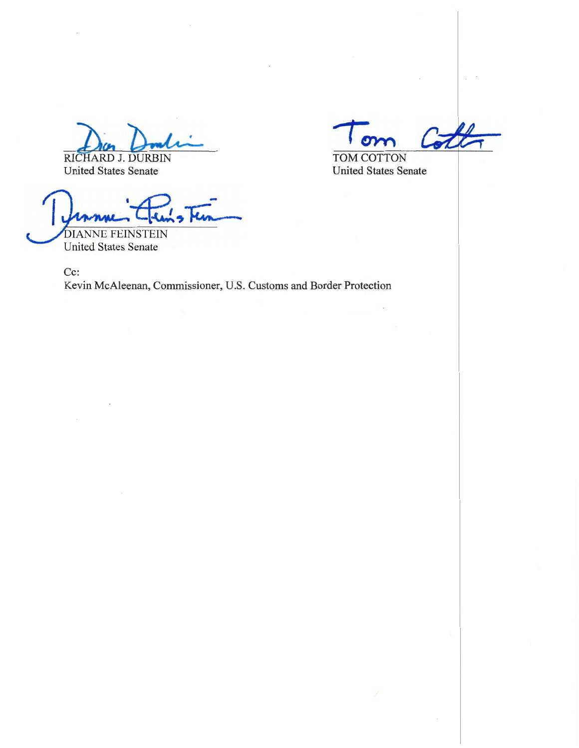RICHARD J. DURBIN
United States Senate

TOM COTTON
United States Senate

DIANNE FEINSTEIN
United States Senate

Cc:
Kevin McAleenan, Commissioner, U.S. Customs and Border Protection